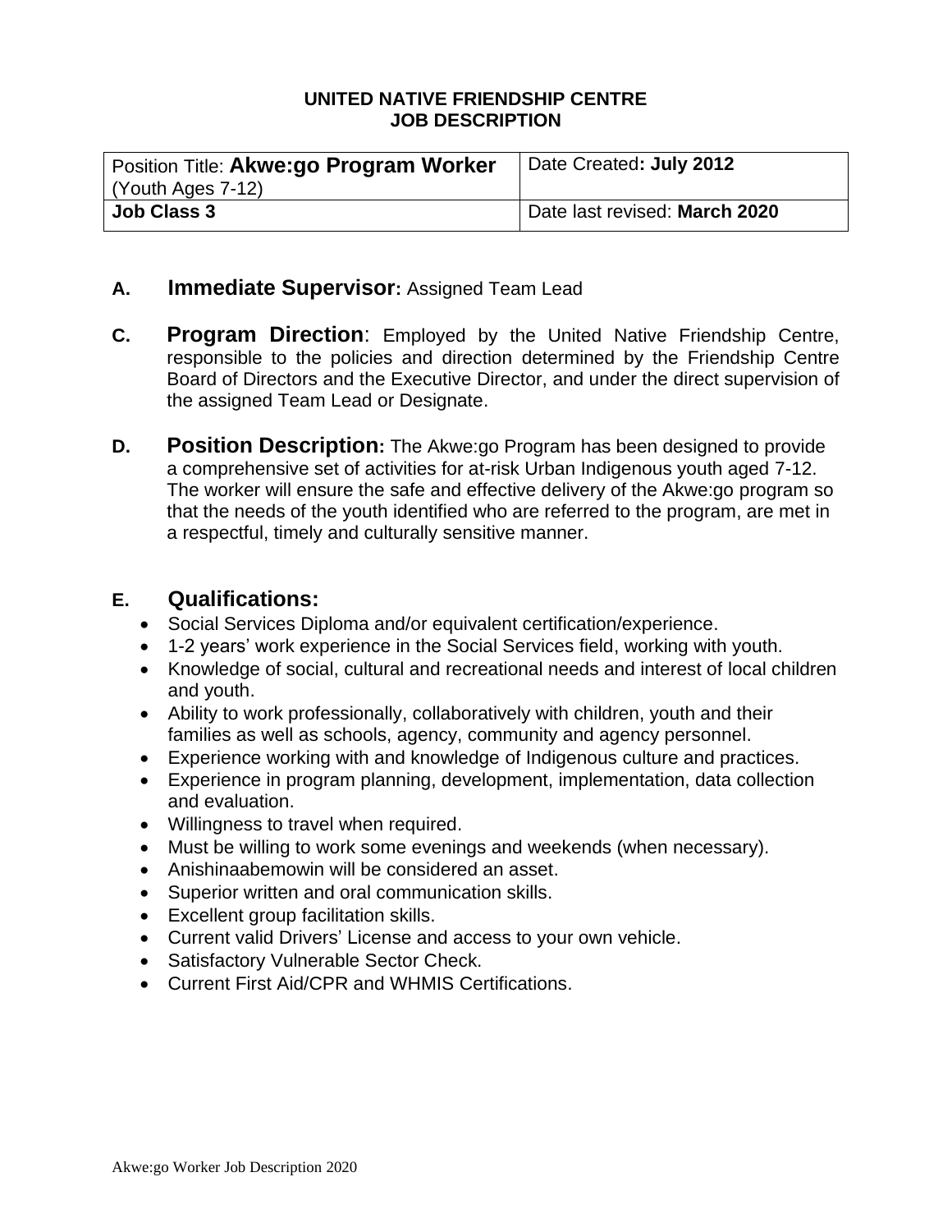**UNITED NATIVE FRIENDSHIP CENTRE**
**JOB DESCRIPTION**

| Position Title: **Akwe:go Program Worker** (Youth Ages 7-12) | Date Created**: July 2012** |
|---|---|
| **Job Class 3** | Date last revised: **March 2020** |

## A. Immediate Supervisor: Assigned Team Lead

## C. Program Direction:

Employed by the United Native Friendship Centre, responsible to the policies and direction determined by the Friendship Centre Board of Directors and the Executive Director, and under the direct supervision of the assigned Team Lead or Designate.

## D. Position Description:

The Akwe:go Program has been designed to provide a comprehensive set of activities for at-risk Urban Indigenous youth aged 7-12. The worker will ensure the safe and effective delivery of the Akwe:go program so that the needs of the youth identified who are referred to the program, are met in a respectful, timely and culturally sensitive manner.

## E. Qualifications:

- Social Services Diploma and/or equivalent certification/experience.
- 1-2 years' work experience in the Social Services field, working with youth.
- Knowledge of social, cultural and recreational needs and interest of local children and youth.
- Ability to work professionally, collaboratively with children, youth and their families as well as schools, agency, community and agency personnel.
- Experience working with and knowledge of Indigenous culture and practices.
- Experience in program planning, development, implementation, data collection and evaluation.
- Willingness to travel when required.
- Must be willing to work some evenings and weekends (when necessary).
- Anishinaabemowin will be considered an asset.
- Superior written and oral communication skills.
- Excellent group facilitation skills.
- Current valid Drivers' License and access to your own vehicle.
- Satisfactory Vulnerable Sector Check.
- Current First Aid/CPR and WHMIS Certifications.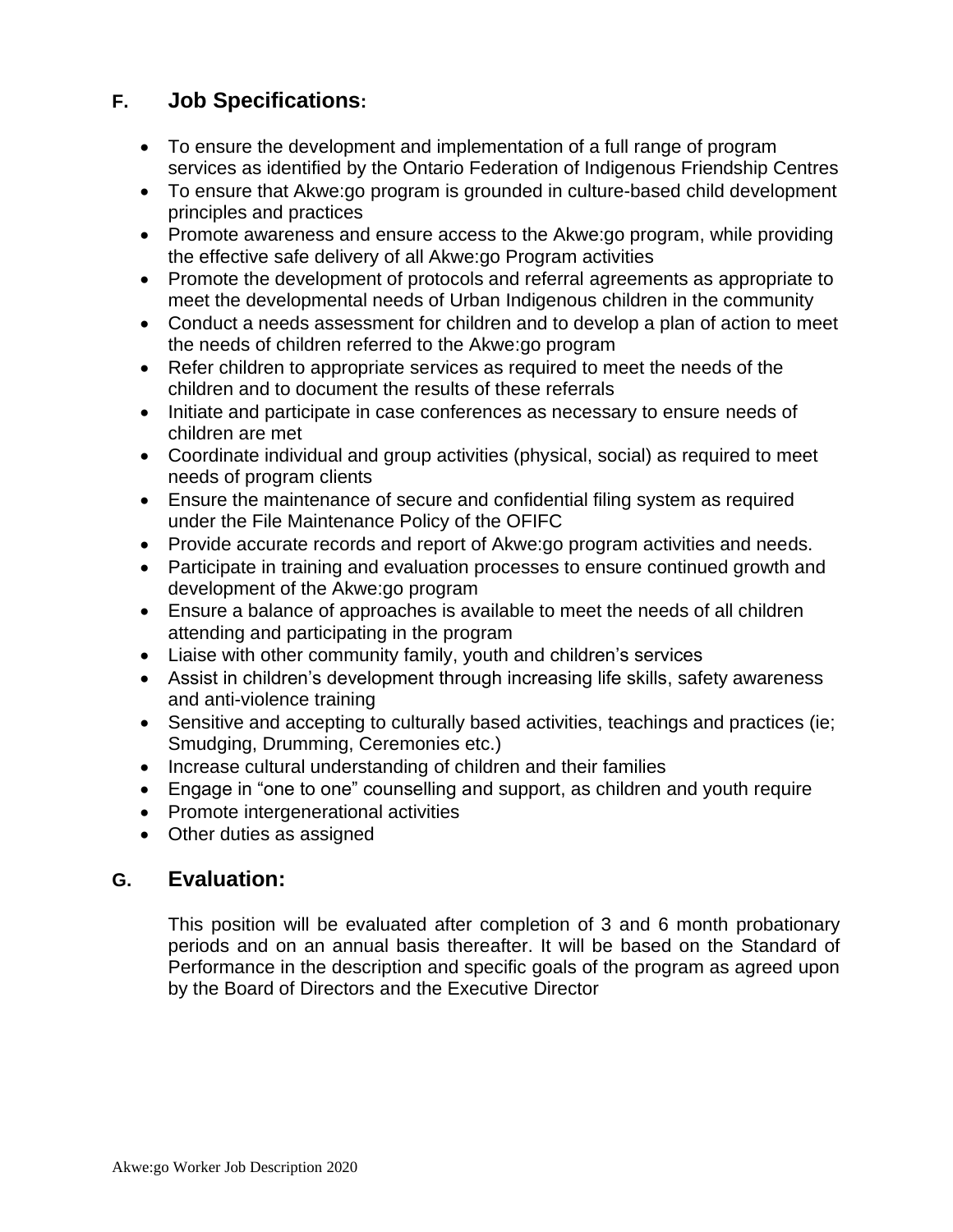## F. Job Specifications:

- To ensure the development and implementation of a full range of program services as identified by the Ontario Federation of Indigenous Friendship Centres
- To ensure that Akwe:go program is grounded in culture-based child development principles and practices
- Promote awareness and ensure access to the Akwe:go program, while providing the effective safe delivery of all Akwe:go Program activities
- Promote the development of protocols and referral agreements as appropriate to meet the developmental needs of Urban Indigenous children in the community
- Conduct a needs assessment for children and to develop a plan of action to meet the needs of children referred to the Akwe:go program
- Refer children to appropriate services as required to meet the needs of the children and to document the results of these referrals
- Initiate and participate in case conferences as necessary to ensure needs of children are met
- Coordinate individual and group activities (physical, social) as required to meet needs of program clients
- Ensure the maintenance of secure and confidential filing system as required under the File Maintenance Policy of the OFIFC
- Provide accurate records and report of Akwe:go program activities and needs.
- Participate in training and evaluation processes to ensure continued growth and development of the Akwe:go program
- Ensure a balance of approaches is available to meet the needs of all children attending and participating in the program
- Liaise with other community family, youth and children's services
- Assist in children's development through increasing life skills, safety awareness and anti-violence training
- Sensitive and accepting to culturally based activities, teachings and practices (ie; Smudging, Drumming, Ceremonies etc.)
- Increase cultural understanding of children and their families
- Engage in "one to one" counselling and support, as children and youth require
- Promote intergenerational activities
- Other duties as assigned

## G. Evaluation:

This position will be evaluated after completion of 3 and 6 month probationary periods and on an annual basis thereafter. It will be based on the Standard of Performance in the description and specific goals of the program as agreed upon by the Board of Directors and the Executive Director